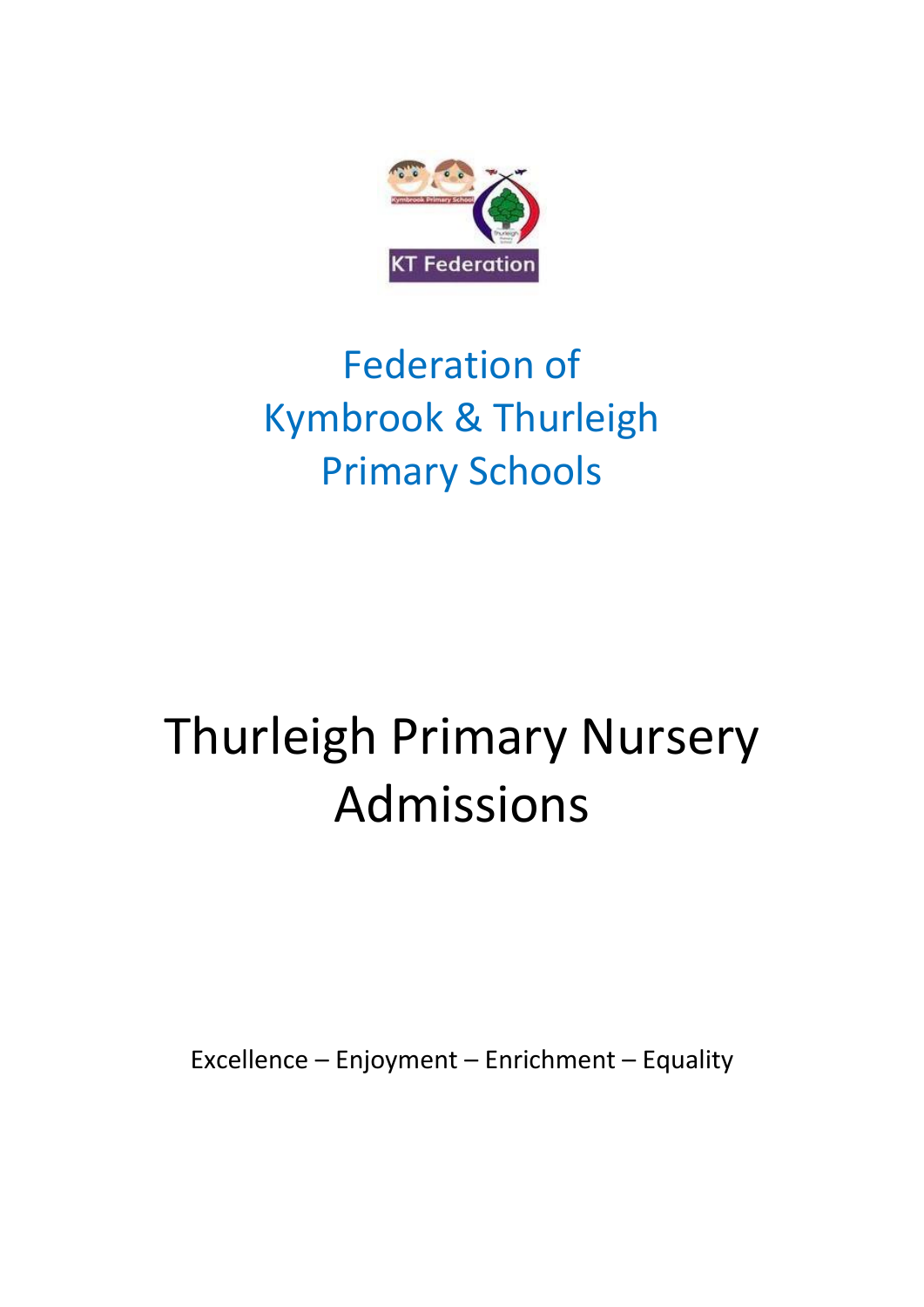KT Federation

## Federation of Kymbrook & Thurleigh Primary Schools

# Thurleigh Primary Nursery Admissions

Excellence – Enjoyment – Enrichment – Equality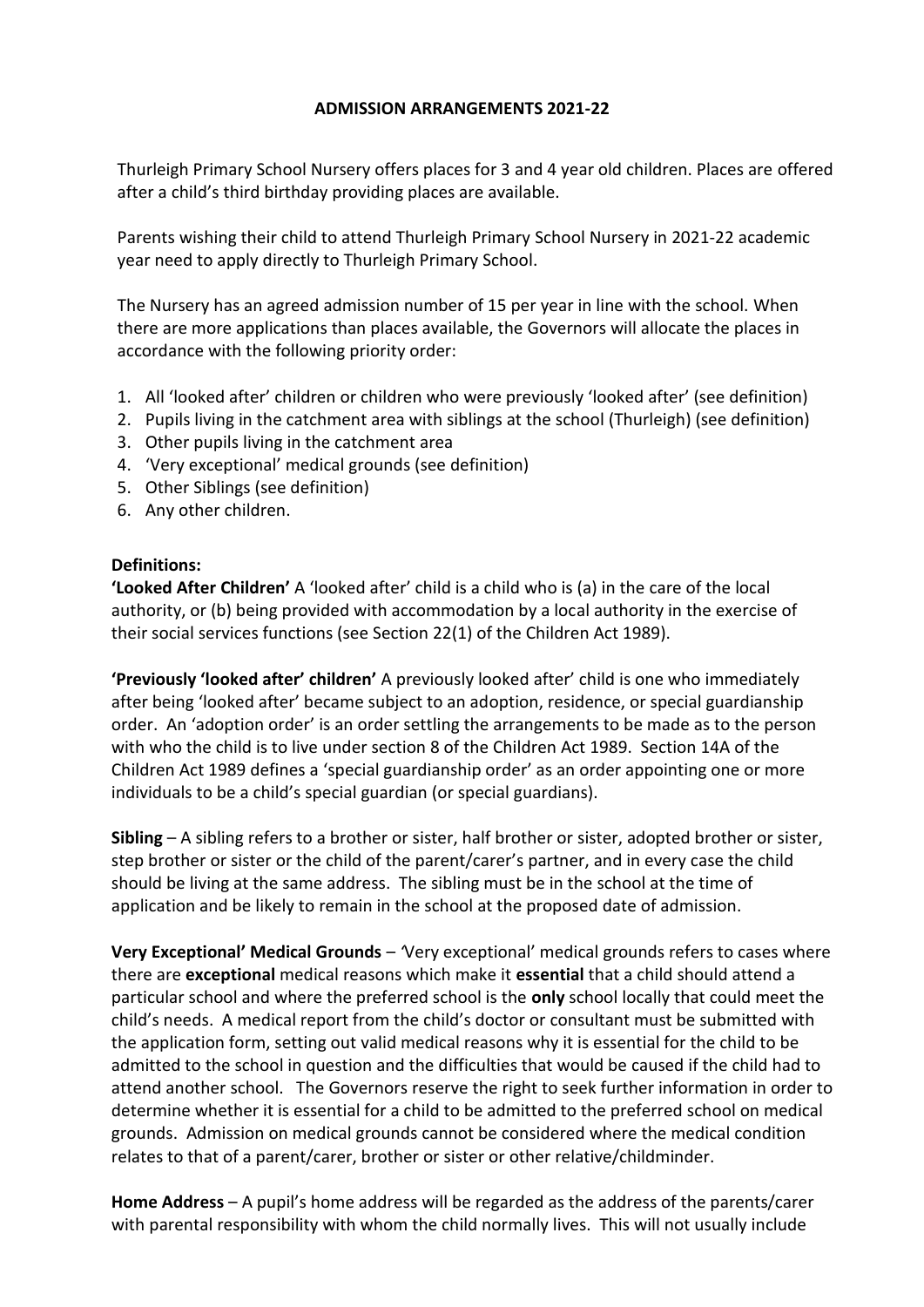**ADMISSION ARRANGEMENTS 2021-22**

Thurleigh Primary School Nursery offers places for 3 and 4 year old children. Places are offered after a child's third birthday providing places are available.

Parents wishing their child to attend Thurleigh Primary School Nursery in 2021-22 academic year need to apply directly to Thurleigh Primary School.

The Nursery has an agreed admission number of 15 per year in line with the school. When there are more applications than places available, the Governors will allocate the places in accordance with the following priority order:

1. All 'looked after' children or children who were previously 'looked after' (see definition)
2. Pupils living in the catchment area with siblings at the school (Thurleigh) (see definition)
3. Other pupils living in the catchment area
4. 'Very exceptional' medical grounds (see definition)
5. Other Siblings (see definition)
6. Any other children.

**Definitions:**

**'Looked After Children'** A 'looked after' child is a child who is (a) in the care of the local authority, or (b) being provided with accommodation by a local authority in the exercise of their social services functions (see Section 22(1) of the Children Act 1989).

**'Previously 'looked after' children'** A previously looked after' child is one who immediately after being 'looked after' became subject to an adoption, residence, or special guardianship order. An 'adoption order' is an order settling the arrangements to be made as to the person with who the child is to live under section 8 of the Children Act 1989. Section 14A of the Children Act 1989 defines a 'special guardianship order' as an order appointing one or more individuals to be a child's special guardian (or special guardians).

**Sibling** – A sibling refers to a brother or sister, half brother or sister, adopted brother or sister, step brother or sister or the child of the parent/carer's partner, and in every case the child should be living at the same address. The sibling must be in the school at the time of application and be likely to remain in the school at the proposed date of admission.

**Very Exceptional' Medical Grounds** – 'Very exceptional' medical grounds refers to cases where there are **exceptional** medical reasons which make it **essential** that a child should attend a particular school and where the preferred school is the **only** school locally that could meet the child's needs. A medical report from the child's doctor or consultant must be submitted with the application form, setting out valid medical reasons why it is essential for the child to be admitted to the school in question and the difficulties that would be caused if the child had to attend another school. The Governors reserve the right to seek further information in order to determine whether it is essential for a child to be admitted to the preferred school on medical grounds. Admission on medical grounds cannot be considered where the medical condition relates to that of a parent/carer, brother or sister or other relative/childminder.

**Home Address** – A pupil's home address will be regarded as the address of the parents/carer with parental responsibility with whom the child normally lives. This will not usually include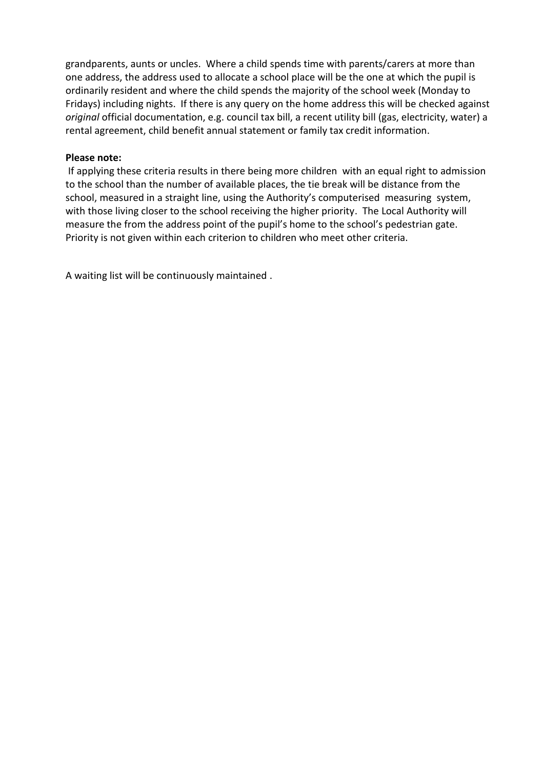grandparents, aunts or uncles. Where a child spends time with parents/carers at more than one address, the address used to allocate a school place will be the one at which the pupil is ordinarily resident and where the child spends the majority of the school week (Monday to Fridays) including nights. If there is any query on the home address this will be checked against *original* official documentation, e.g. council tax bill, a recent utility bill (gas, electricity, water) a rental agreement, child benefit annual statement or family tax credit information.

**Please note:**

If applying these criteria results in there being more children with an equal right to admission to the school than the number of available places, the tie break will be distance from the school, measured in a straight line, using the Authority's computerised measuring system, with those living closer to the school receiving the higher priority. The Local Authority will measure the from the address point of the pupil's home to the school's pedestrian gate. Priority is not given within each criterion to children who meet other criteria.

A waiting list will be continuously maintained .